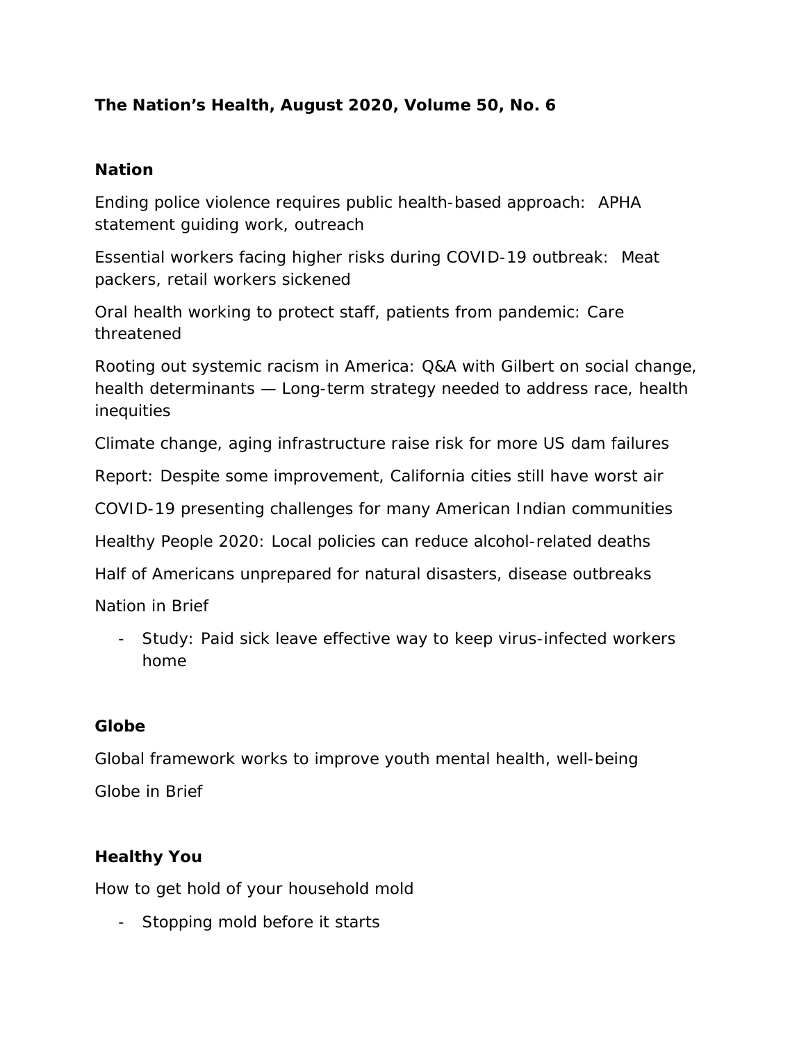**The Nation's Health, August 2020, Volume 50, No. 6**

**Nation**

Ending police violence requires public health-based approach: APHA statement guiding work, outreach

Essential workers facing higher risks during COVID-19 outbreak: Meat packers, retail workers sickened

Oral health working to protect staff, patients from pandemic: Care threatened

Rooting out systemic racism in America: Q&A with Gilbert on social change, health determinants — Long-term strategy needed to address race, health inequities

Climate change, aging infrastructure raise risk for more US dam failures

Report: Despite some improvement, California cities still have worst air

COVID-19 presenting challenges for many American Indian communities

Healthy People 2020: Local policies can reduce alcohol-related deaths

Half of Americans unprepared for natural disasters, disease outbreaks

Nation in Brief

- Study: Paid sick leave effective way to keep virus-infected workers home

**Globe**

Global framework works to improve youth mental health, well-being

Globe in Brief

**Healthy You**

How to get hold of your household mold

- Stopping mold before it starts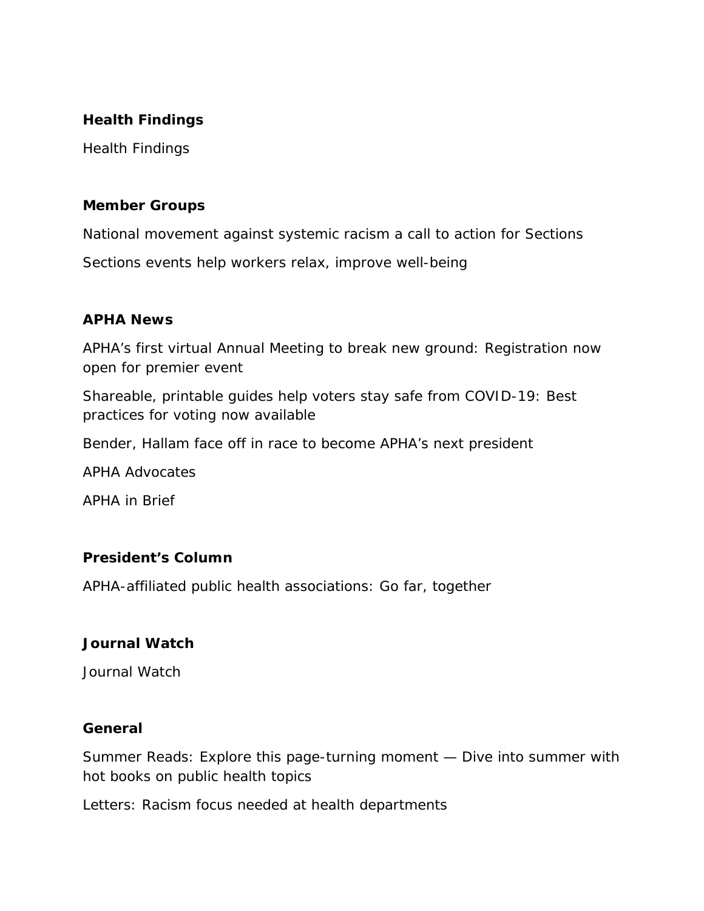## Health Findings

Health Findings

## Member Groups

National movement against systemic racism a call to action for Sections

Sections events help workers relax, improve well-being

## APHA News

APHA's first virtual Annual Meeting to break new ground: Registration now open for premier event

Shareable, printable guides help voters stay safe from COVID-19: Best practices for voting now available

Bender, Hallam face off in race to become APHA's next president

APHA Advocates

APHA in Brief

## President's Column

APHA-affiliated public health associations: Go far, together

## Journal Watch

Journal Watch

## General

Summer Reads: Explore this page-turning moment — Dive into summer with hot books on public health topics

Letters: Racism focus needed at health departments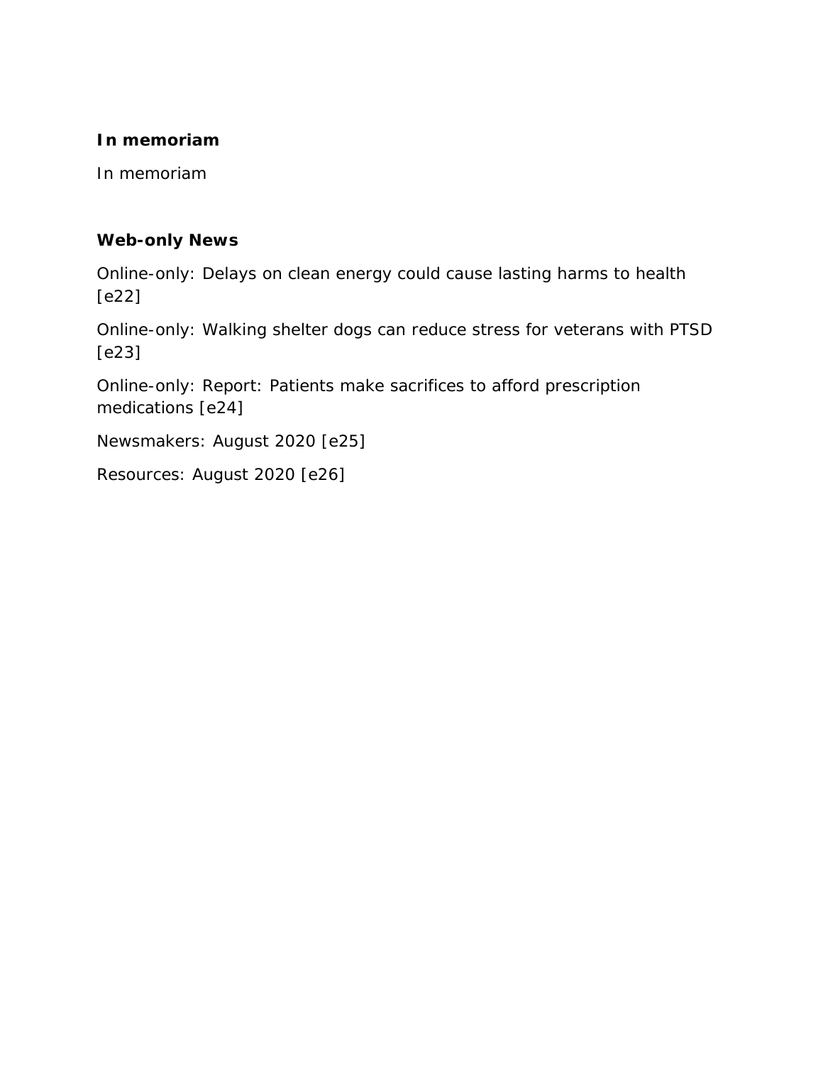**In memoriam**

In memoriam

**Web-only News**

Online-only: Delays on clean energy could cause lasting harms to health [e22]

Online-only: Walking shelter dogs can reduce stress for veterans with PTSD [e23]

Online-only: Report: Patients make sacrifices to afford prescription medications [e24]

Newsmakers: August 2020 [e25]

Resources: August 2020 [e26]